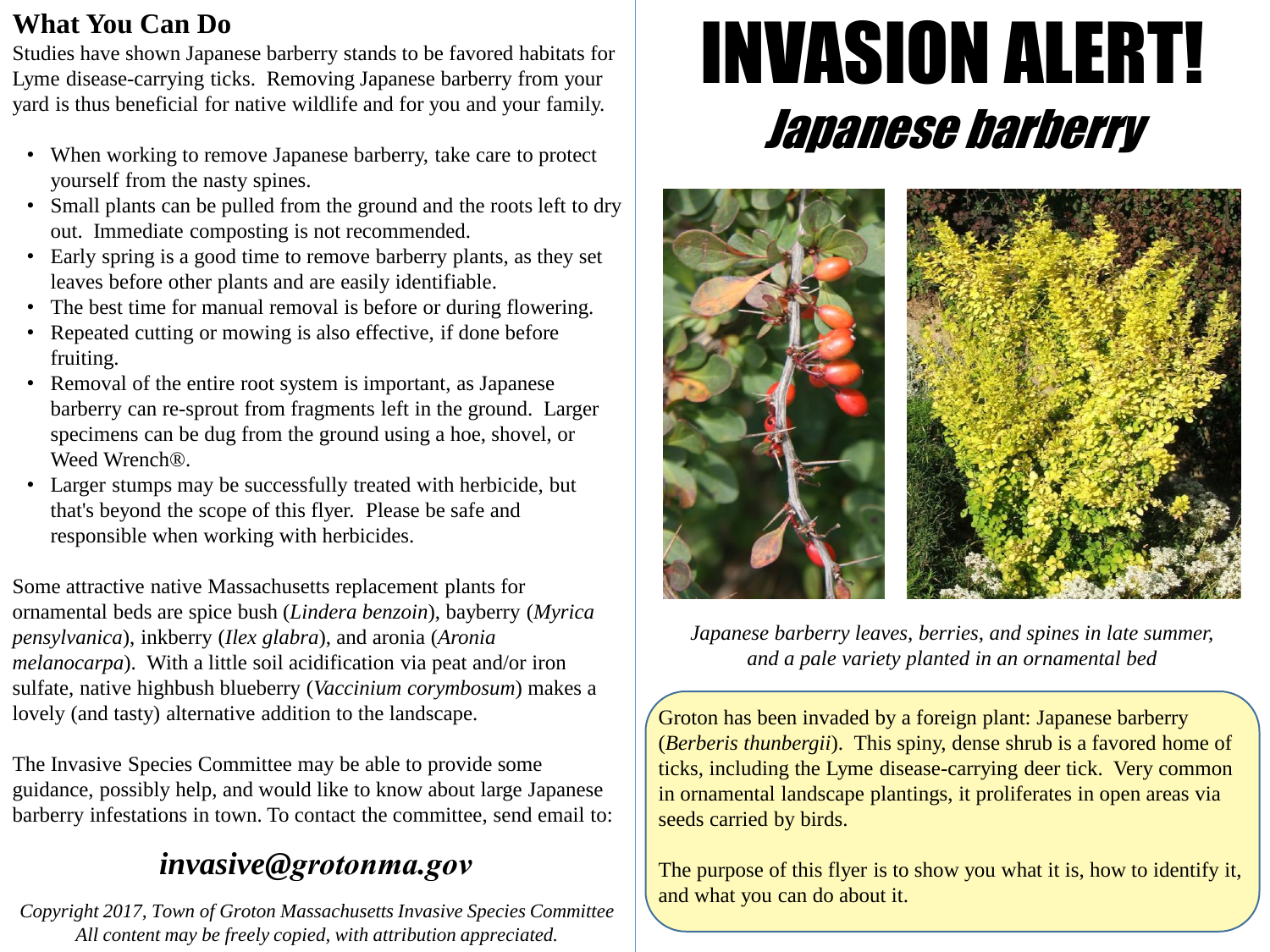## What You Can Do

Studies have shown Japanese barberry stands to be favored habitats for Lyme disease-carrying ticks. Removing Japanese barberry from your yard is thus beneficial for native wildlife and for you and your family.

- When working to remove Japanese barberry, take care to protect yourself from the nasty spines.
- Small plants can be pulled from the ground and the roots left to dry out. Immediate composting is not recommended.
- Early spring is a good time to remove barberry plants, as they set leaves before other plants and are easily identifiable.
- The best time for manual removal is before or during flowering.
- Repeated cutting or mowing is also effective, if done before fruiting.
- Removal of the entire root system is important, as Japanese barberry can re-sprout from fragments left in the ground. Larger specimens can be dug from the ground using a hoe, shovel, or Weed Wrench®.
- Larger stumps may be successfully treated with herbicide, but that's beyond the scope of this flyer. Please be safe and responsible when working with herbicides.

Some attractive native Massachusetts replacement plants for ornamental beds are spice bush (*Lindera benzoin*), bayberry (*Myrica pensylvanica*), inkberry (*Ilex glabra*), and aronia (*Aronia melanocarpa*). With a little soil acidification via peat and/or iron sulfate, native highbush blueberry (*Vaccinium corymbosum*) makes a lovely (and tasty) alternative addition to the landscape.

The Invasive Species Committee may be able to provide some guidance, possibly help, and would like to know about large Japanese barberry infestations in town. To contact the committee, send email to:

***invasive@grotonma.gov***

*Copyright 2017, Town of Groton Massachusetts Invasive Species Committee*
*All content may be freely copied, with attribution appreciated.*

# INVASION ALERT!

## *Japanese barberry*

*Japanese barberry leaves, berries, and spines in late summer, and a pale variety planted in an ornamental bed*

Groton has been invaded by a foreign plant: Japanese barberry (*Berberis thunbergii*). This spiny, dense shrub is a favored home of ticks, including the Lyme disease-carrying deer tick. Very common in ornamental landscape plantings, it proliferates in open areas via seeds carried by birds.

The purpose of this flyer is to show you what it is, how to identify it, and what you can do about it.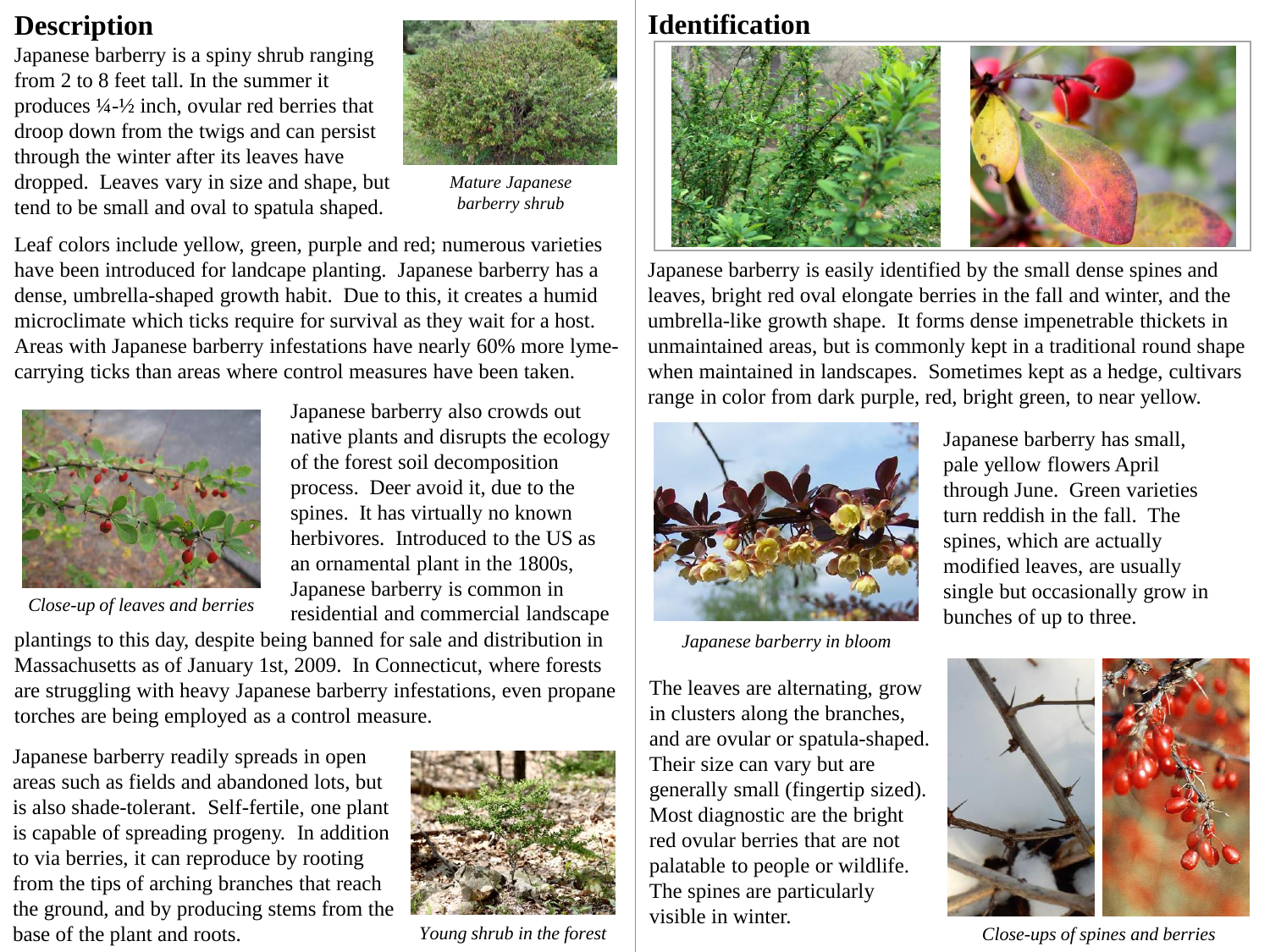## Description

Japanese barberry is a spiny shrub ranging from 2 to 8 feet tall. In the summer it produces ¼-½ inch, ovular red berries that droop down from the twigs and can persist through the winter after its leaves have dropped. Leaves vary in size and shape, but tend to be small and oval to spatula shaped.

*Mature Japanese barberry shrub*

Leaf colors include yellow, green, purple and red; numerous varieties have been introduced for landcape planting. Japanese barberry has a dense, umbrella-shaped growth habit. Due to this, it creates a humid microclimate which ticks require for survival as they wait for a host. Areas with Japanese barberry infestations have nearly 60% more lyme-carrying ticks than areas where control measures have been taken.

*Close-up of leaves and berries*

Japanese barberry also crowds out native plants and disrupts the ecology of the forest soil decomposition process. Deer avoid it, due to the spines. It has virtually no known herbivores. Introduced to the US as an ornamental plant in the 1800s, Japanese barberry is common in residential and commercial landscape plantings to this day, despite being banned for sale and distribution in Massachusetts as of January 1st, 2009. In Connecticut, where forests are struggling with heavy Japanese barberry infestations, even propane torches are being employed as a control measure.

Japanese barberry readily spreads in open areas such as fields and abandoned lots, but is also shade-tolerant. Self-fertile, one plant is capable of spreading progeny. In addition to via berries, it can reproduce by rooting from the tips of arching branches that reach the ground, and by producing stems from the base of the plant and roots.

*Young shrub in the forest*

## Identification

Japanese barberry is easily identified by the small dense spines and leaves, bright red oval elongate berries in the fall and winter, and the umbrella-like growth shape. It forms dense impenetrable thickets in unmaintained areas, but is commonly kept in a traditional round shape when maintained in landscapes. Sometimes kept as a hedge, cultivars range in color from dark purple, red, bright green, to near yellow.

*Japanese barberry in bloom*

Japanese barberry has small, pale yellow flowers April through June. Green varieties turn reddish in the fall. The spines, which are actually modified leaves, are usually single but occasionally grow in bunches of up to three.

The leaves are alternating, grow in clusters along the branches, and are ovular or spatula-shaped. Their size can vary but are generally small (fingertip sized). Most diagnostic are the bright red ovular berries that are not palatable to people or wildlife. The spines are particularly visible in winter.

*Close-ups of spines and berries*